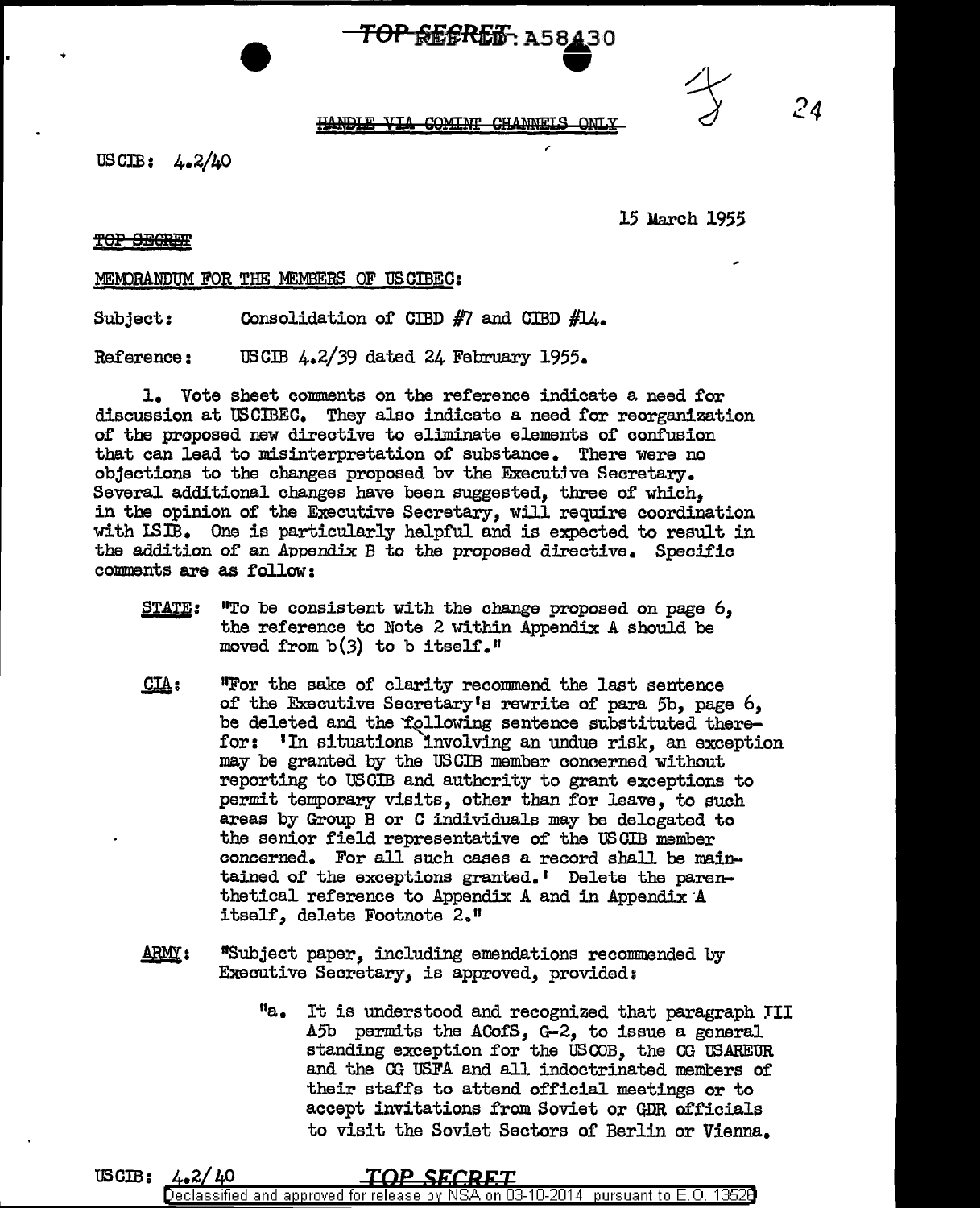TOP SECRET: A58430

HANDLE VIA COMINT CHANNELS ONLY

24

USCIB: 4.2/40

15 March 1955

TOP SECRET

MEMORANDUM FOR THE MEMBERS OF USCIBEC:

Subject: Consolidation of CIBD #7 and CIBD #14.

Reference: USCIB 4.2/39 dated 24 February 1955.

1. Vote sheet comments on the reference indicate a need for discussion at USCIBEC. They also indicate a need for reorganization of the proposed new directive to eliminate elements of confusion that can lead to misinterpretation of substance. There were no objections to the changes proposed by the Executive Secretary. Several additional changes have been suggested, three of which, in the opinion of the Executive Secretary, will require coordination with ISIB. One is particularly helpful and is expected to result in the addition of an Appendix B to the proposed directive. Specific comments are as follow:

**STATE:** "To be consistent with the change proposed on page 6, the reference to Note 2 within Appendix A should be moved from b(3) to b itself."

**CIA:** "For the sake of clarity recommend the last sentence of the Executive Secretary's rewrite of para 5b, page 6, be deleted and the following sentence substituted therefor: 'In situations involving an undue risk, an exception may be granted by the USCIB member concerned without reporting to USCIB and authority to grant exceptions to permit temporary visits, other than for leave, to such areas by Group B or C individuals may be delegated to the senior field representative of the USCIB member concerned. For all such cases a record shall be maintained of the exceptions granted.' Delete the parenthetical reference to Appendix A and in Appendix A itself, delete Footnote 2."

**ARMY:** "Subject paper, including emendations recommended by Executive Secretary, is approved, provided:

"a. It is understood and recognized that paragraph III A5b permits the ACofS, G-2, to issue a general standing exception for the USCOB, the CG USAREUR and the CG USFA and all indoctrinated members of their staffs to attend official meetings or to accept invitations from Soviet or GDR officials to visit the Soviet Sectors of Berlin or Vienna.

USCIB: 4.2/40

TOP SECRET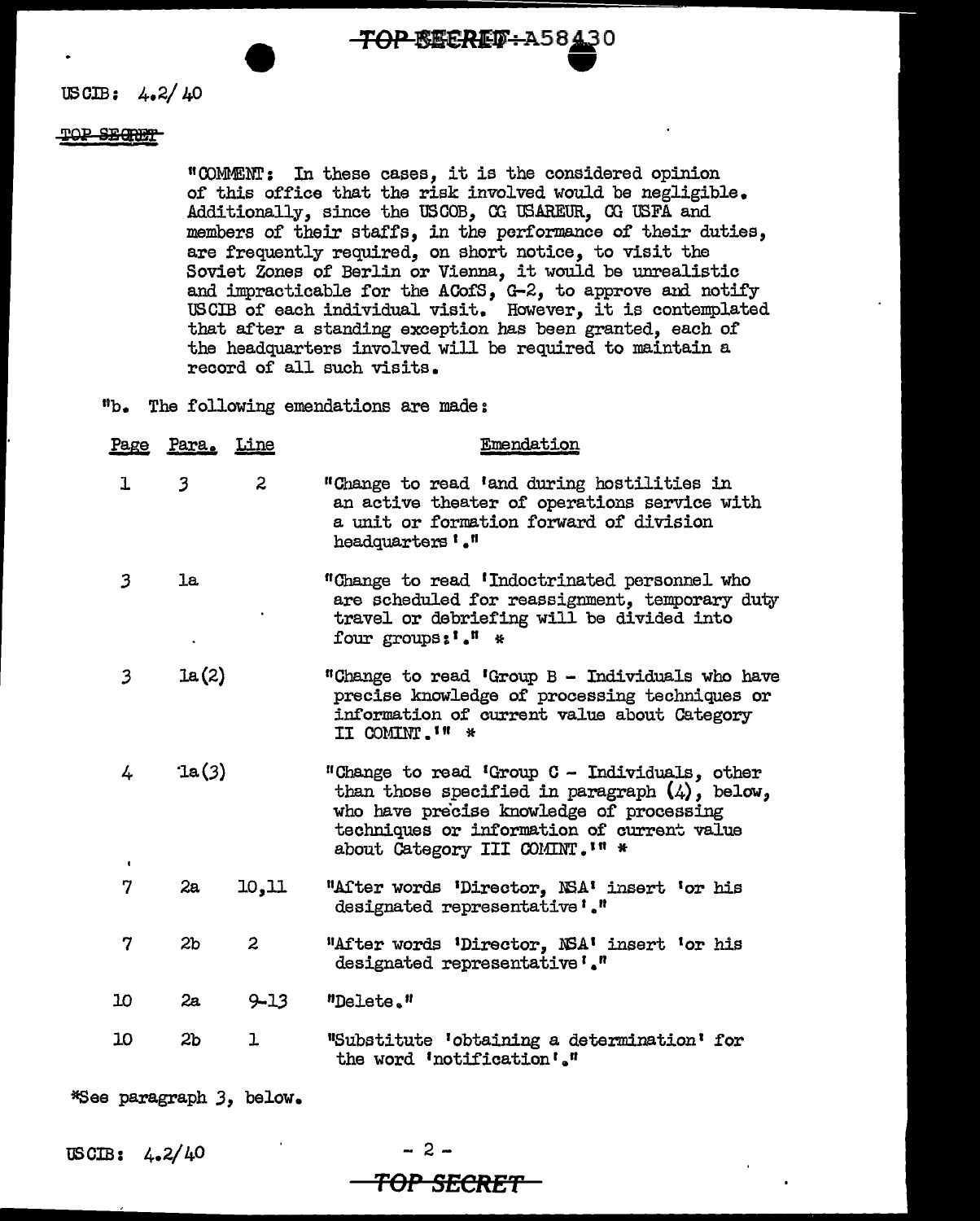"COMMENT: In these cases, it is the considered opinion of this office that the risk involved would be negligible. Additionally, since the USCOB, CG USAREUR, CG USFA and members of their staffs, in the performance of their duties, are frequently required, on short notice, to visit the Soviet Zones of Berlin or Vienna, it would be unrealistic and impracticable for the ACofS, G-2, to approve and notify USCIB of each individual visit. However, it is contemplated that after a standing exception has been granted, each of the headquarters involved will be required to maintain a record of all such visits.

"b. The following emendations are made:

| Page | Para. | Line | Emendation |
|---|---|---|---|
| 1 | 3 | 2 | "Change to read 'and during hostilities in an active theater of operations service with a unit or formation forward of division headquarters'." |
| 3 | 1a | | "Change to read 'Indoctrinated personnel who are scheduled for reassignment, temporary duty travel or debriefing will be divided into four groups:'." * |
| 3 | 1a(2) | | "Change to read 'Group B - Individuals who have precise knowledge of processing techniques or information of current value about Category II COMINT.'" * |
| 4 | 1a(3) | | "Change to read 'Group C - Individuals, other than those specified in paragraph (4), below, who have precise knowledge of processing techniques or information of current value about Category III COMINT.'" * |
| 7 | 2a | 10,11 | "After words 'Director, NSA' insert 'or his designated representative'." |
| 7 | 2b | 2 | "After words 'Director, NSA' insert 'or his designated representative'." |
| 10 | 2a | 9-13 | "Delete." |
| 10 | 2b | 1 | "Substitute 'obtaining a determination' for the word 'notification'." |

*See paragraph 3, below.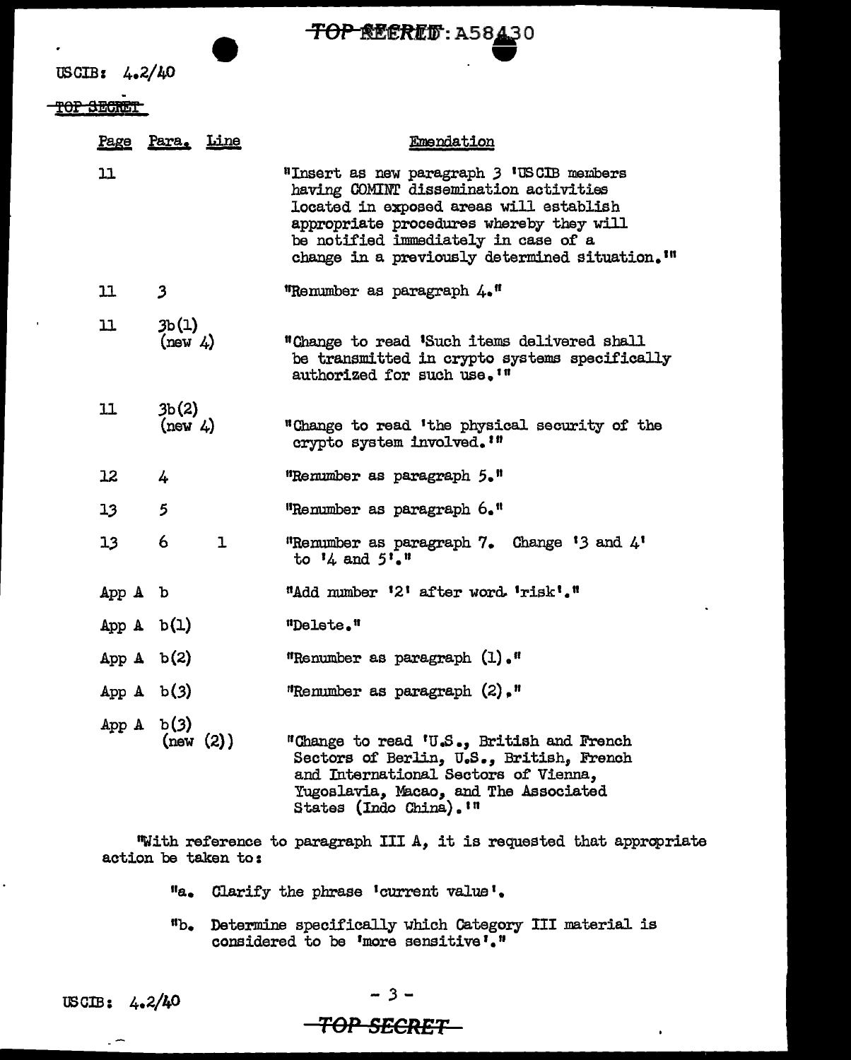TOP SECRET: A58430

USCIB: 4.2/40

TOP SECRET

| Page | Para. | Line | Emendation |
|---|---|---|---|
| 11 | | | "Insert as new paragraph 3 'USCIB members having COMINT dissemination activities located in exposed areas will establish appropriate procedures whereby they will be notified immediately in case of a change in a previously determined situation.'" |
| 11 | 3 | | "Renumber as paragraph 4." |
| 11 | 3b(1) (new 4) | | "Change to read 'Such items delivered shall be transmitted in crypto systems specifically authorized for such use.'" |
| 11 | 3b(2) (new 4) | | "Change to read 'the physical security of the crypto system involved.'" |
| 12 | 4 | | "Renumber as paragraph 5." |
| 13 | 5 | | "Renumber as paragraph 6." |
| 13 | 6 | 1 | "Renumber as paragraph 7. Change '3 and 4' to '4 and 5'." |
| App A | b | | "Add number '2' after word 'risk'." |
| App A | b(1) | | "Delete." |
| App A | b(2) | | "Renumber as paragraph (1)." |
| App A | b(3) | | "Renumber as paragraph (2)." |
| App A | b(3) (new (2)) | | "Change to read 'U.S., British and French Sectors of Berlin, U.S., British, French and International Sectors of Vienna, Yugoslavia, Macao, and The Associated States (Indo China).'" |

"With reference to paragraph III A, it is requested that appropriate action be taken to:

"a. Clarify the phrase 'current value'.

"b. Determine specifically which Category III material is considered to be 'more sensitive'."

USCIB: 4.2/40

TOP SECRET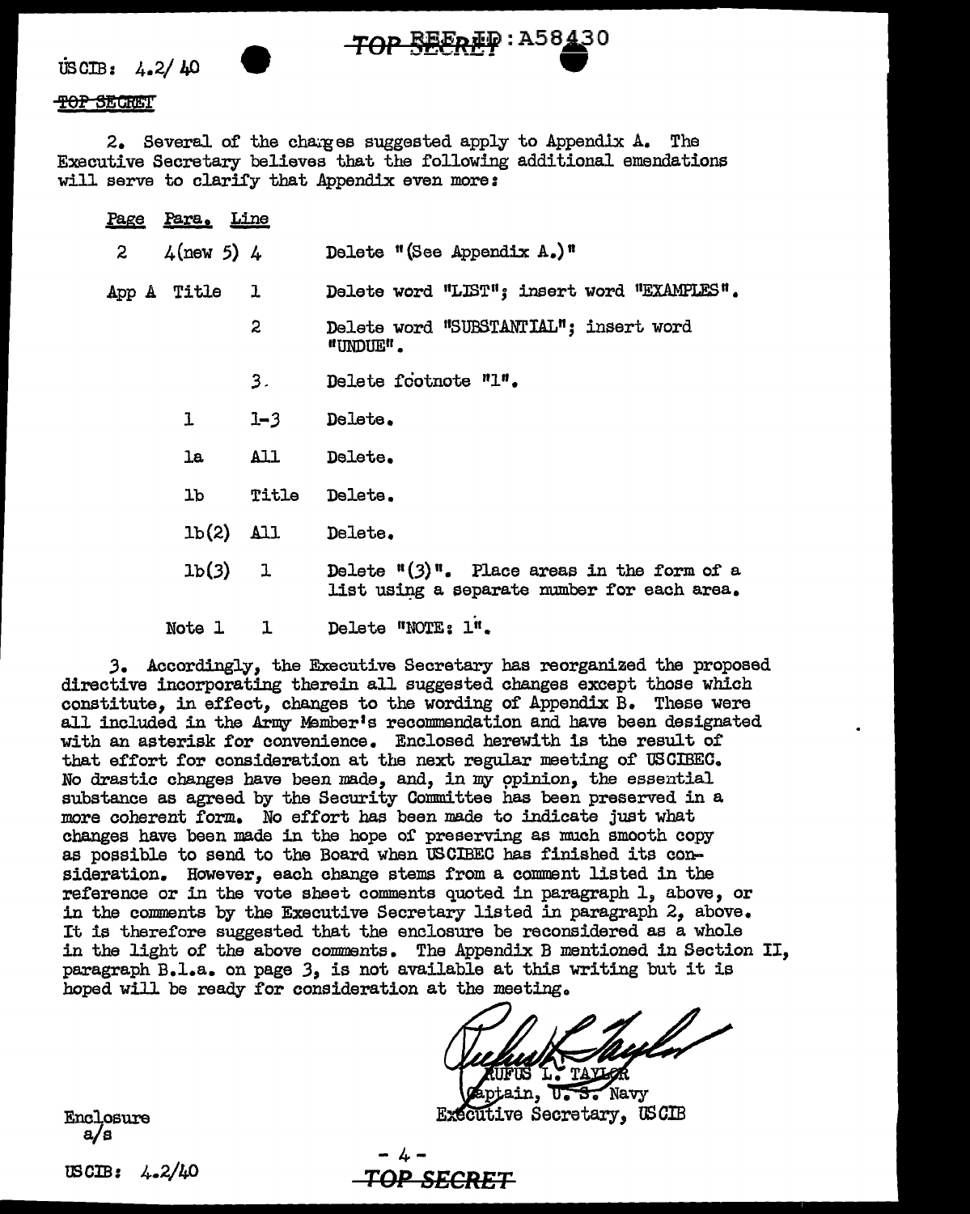USCIB: 4.2/40

TOP SECRET

2. Several of the changes suggested apply to Appendix A. The Executive Secretary believes that the following additional emendations will serve to clarify that Appendix even more:

| Page | Para. | Line | |
|---|---|---|---|
| 2 | 4(new 5) | 4 | Delete "(See Appendix A.)" |
| App A | Title | 1 | Delete word "LIST"; insert word "EXAMPLES". |
| | | 2 | Delete word "SUBSTANTIAL"; insert word "UNDUE". |
| | | 3. | Delete footnote "1". |
| | 1 | 1-3 | Delete. |
| | 1a | All | Delete. |
| | 1b | Title | Delete. |
| | 1b(2) | All | Delete. |
| | 1b(3) | 1 | Delete "(3)". Place areas in the form of a list using a separate number for each area. |
| | Note 1 | 1 | Delete "NOTE: 1". |

3. Accordingly, the Executive Secretary has reorganized the proposed directive incorporating therein all suggested changes except those which constitute, in effect, changes to the wording of Appendix B. These were all included in the Army Member's recommendation and have been designated with an asterisk for convenience. Enclosed herewith is the result of that effort for consideration at the next regular meeting of USCIBEC. No drastic changes have been made, and, in my opinion, the essential substance as agreed by the Security Committee has been preserved in a more coherent form. No effort has been made to indicate just what changes have been made in the hope of preserving as much smooth copy as possible to send to the Board when USCIBEC has finished its consideration. However, each change stems from a comment listed in the reference or in the vote sheet comments quoted in paragraph 1, above, or in the comments by the Executive Secretary listed in paragraph 2, above. It is therefore suggested that the enclosure be reconsidered as a whole in the light of the above comments. The Appendix B mentioned in Section II, paragraph B.1.a. on page 3, is not available at this writing but it is hoped will be ready for consideration at the meeting.

RUFUS L. TAYLOR
Captain, U. S. Navy
Executive Secretary, USCIB

Enclosure
a/s

USCIB: 4.2/40

TOP SECRET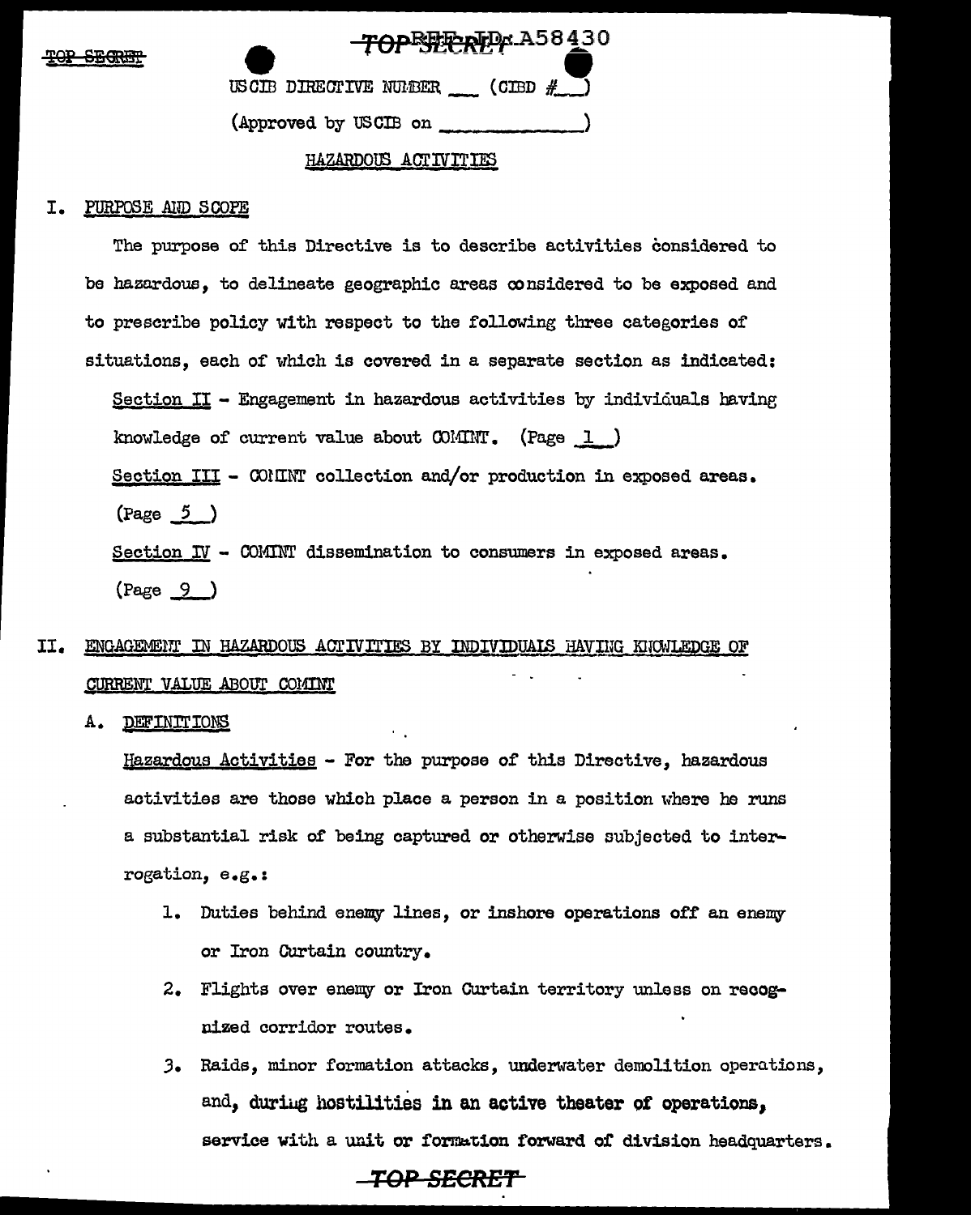USCIB DIRECTIVE NUMBER ___ (CIBD #___)

(Approved by USCIB on ______________)

HAZARDOUS ACTIVITIES

## I. PURPOSE AND SCOPE

The purpose of this Directive is to describe activities considered to be hazardous, to delineate geographic areas considered to be exposed and to prescribe policy with respect to the following three categories of situations, each of which is covered in a separate section as indicated:

Section II - Engagement in hazardous activities by individuals having knowledge of current value about COMINT. (Page 1)

Section III - COMINT collection and/or production in exposed areas. (Page 5)

Section IV - COMINT dissemination to consumers in exposed areas. (Page 9)

## II. ENGAGEMENT IN HAZARDOUS ACTIVITIES BY INDIVIDUALS HAVING KNOWLEDGE OF CURRENT VALUE ABOUT COMINT

### A. DEFINITIONS

Hazardous Activities - For the purpose of this Directive, hazardous activities are those which place a person in a position where he runs a substantial risk of being captured or otherwise subjected to interrogation, e.g.:

1. Duties behind enemy lines, or inshore operations off an enemy or Iron Curtain country.
2. Flights over enemy or Iron Curtain territory unless on recognized corridor routes.
3. Raids, minor formation attacks, underwater demolition operations, and, during hostilities in an active theater of operations, service with a unit or formation forward of division headquarters.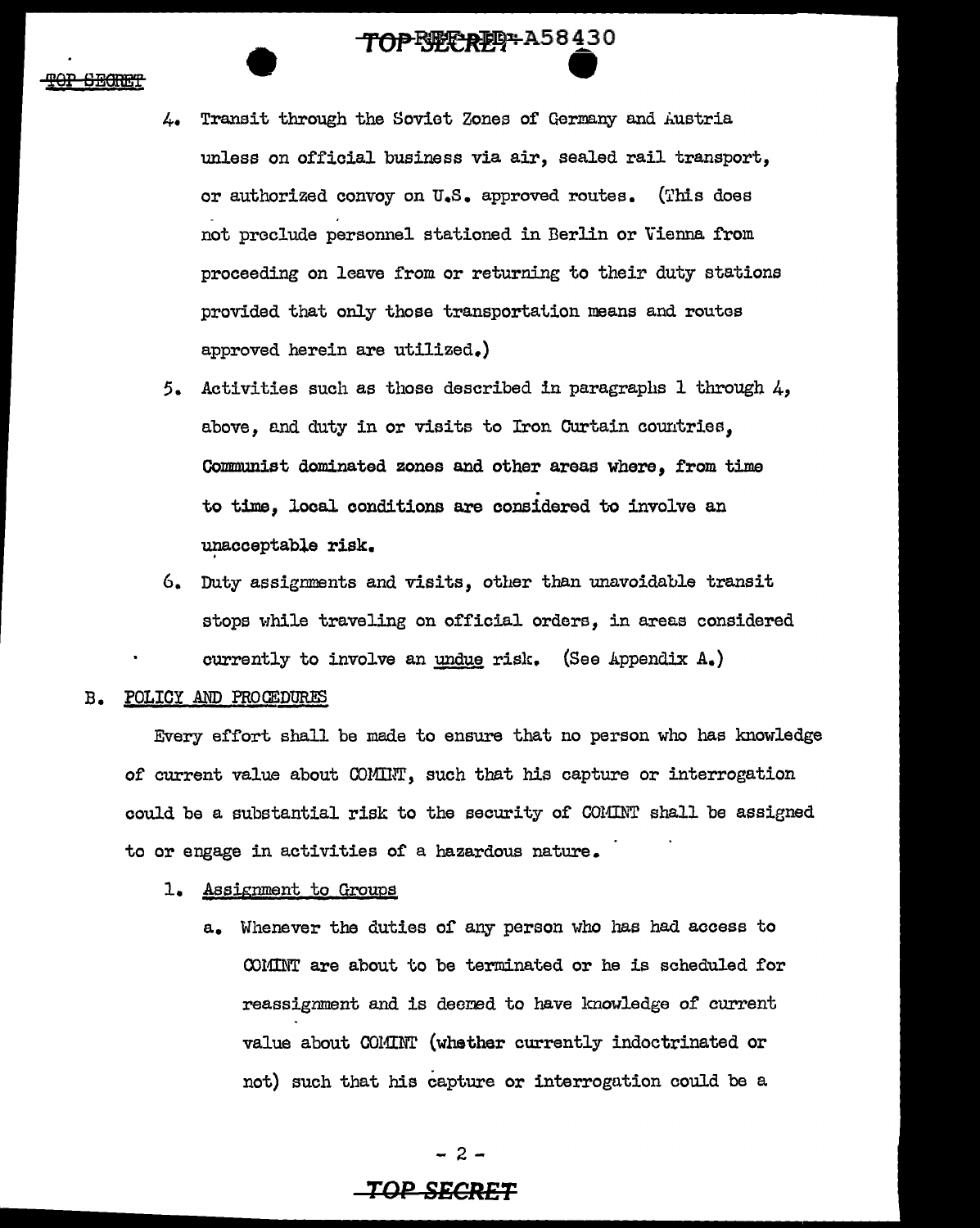4. Transit through the Soviet Zones of Germany and Austria unless on official business via air, sealed rail transport, or authorized convoy on U.S. approved routes. (This does not preclude personnel stationed in Berlin or Vienna from proceeding on leave from or returning to their duty stations provided that only those transportation means and routes approved herein are utilized.)

5. Activities such as those described in paragraphs 1 through 4, above, and duty in or visits to Iron Curtain countries, Communist dominated zones and other areas where, from time to time, local conditions are considered to involve an unacceptable risk.

6. Duty assignments and visits, other than unavoidable transit stops while traveling on official orders, in areas considered currently to involve an undue risk. (See Appendix A.)

B. POLICY AND PROCEDURES

Every effort shall be made to ensure that no person who has knowledge of current value about COMINT, such that his capture or interrogation could be a substantial risk to the security of COMINT shall be assigned to or engage in activities of a hazardous nature.

1. Assignment to Groups

a. Whenever the duties of any person who has had access to COMINT are about to be terminated or he is scheduled for reassignment and is deemed to have knowledge of current value about COMINT (whether currently indoctrinated or not) such that his capture or interrogation could be a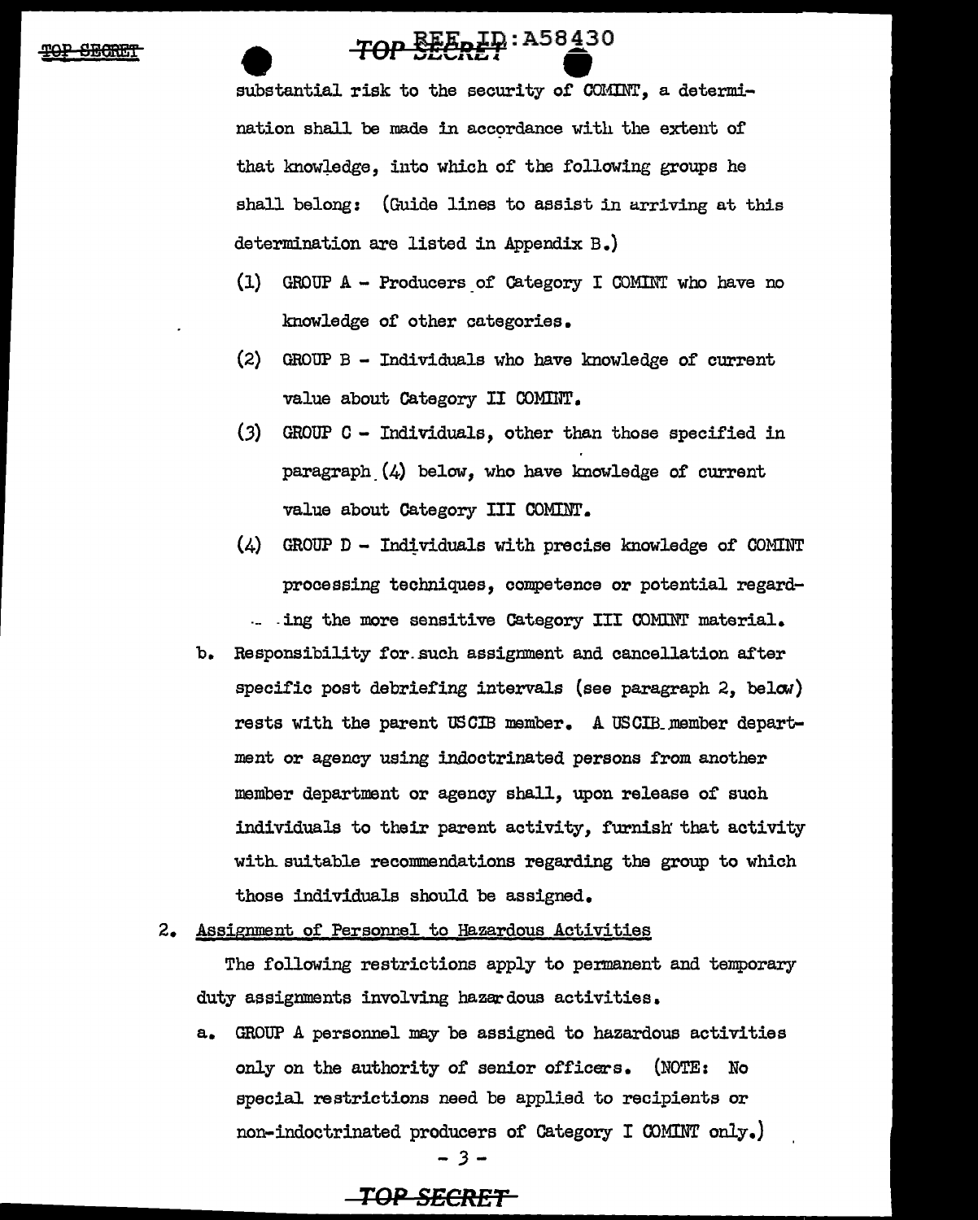substantial risk to the security of COMINT, a determination shall be made in accordance with the extent of that knowledge, into which of the following groups he shall belong: (Guide lines to assist in arriving at this determination are listed in Appendix B.)

(1) GROUP A - Producers of Category I COMINT who have no knowledge of other categories.

(2) GROUP B - Individuals who have knowledge of current value about Category II COMINT.

(3) GROUP C - Individuals, other than those specified in paragraph (4) below, who have knowledge of current value about Category III COMINT.

(4) GROUP D - Individuals with precise knowledge of COMINT processing techniques, competence or potential regarding the more sensitive Category III COMINT material.

b. Responsibility for such assignment and cancellation after specific post debriefing intervals (see paragraph 2, below) rests with the parent USCIB member. A USCIB member department or agency using indoctrinated persons from another member department or agency shall, upon release of such individuals to their parent activity, furnish that activity with suitable recommendations regarding the group to which those individuals should be assigned.

2. Assignment of Personnel to Hazardous Activities

The following restrictions apply to permanent and temporary duty assignments involving hazardous activities.

a. GROUP A personnel may be assigned to hazardous activities only on the authority of senior officers. (NOTE: No special restrictions need be applied to recipients or non-indoctrinated producers of Category I COMINT only.)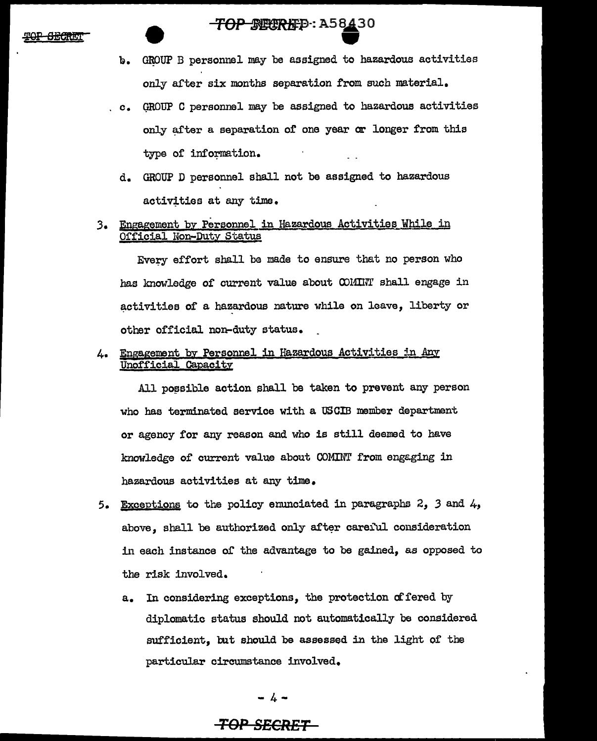b. GROUP B personnel may be assigned to hazardous activities only after six months separation from such material.

c. GROUP C personnel may be assigned to hazardous activities only after a separation of one year or longer from this type of information.

d. GROUP D personnel shall not be assigned to hazardous activities at any time.

3. Engagement by Personnel in Hazardous Activities While in Official Non-Duty Status

Every effort shall be made to ensure that no person who has knowledge of current value about COMINT shall engage in activities of a hazardous nature while on leave, liberty or other official non-duty status.

4. Engagement by Personnel in Hazardous Activities in Any Unofficial Capacity

All possible action shall be taken to prevent any person who has terminated service with a USCIB member department or agency for any reason and who is still deemed to have knowledge of current value about COMINT from engaging in hazardous activities at any time.

5. Exceptions to the policy enunciated in paragraphs 2, 3 and 4, above, shall be authorized only after careful consideration in each instance of the advantage to be gained, as opposed to the risk involved.

a. In considering exceptions, the protection offered by diplomatic status should not automatically be considered sufficient, but should be assessed in the light of the particular circumstance involved.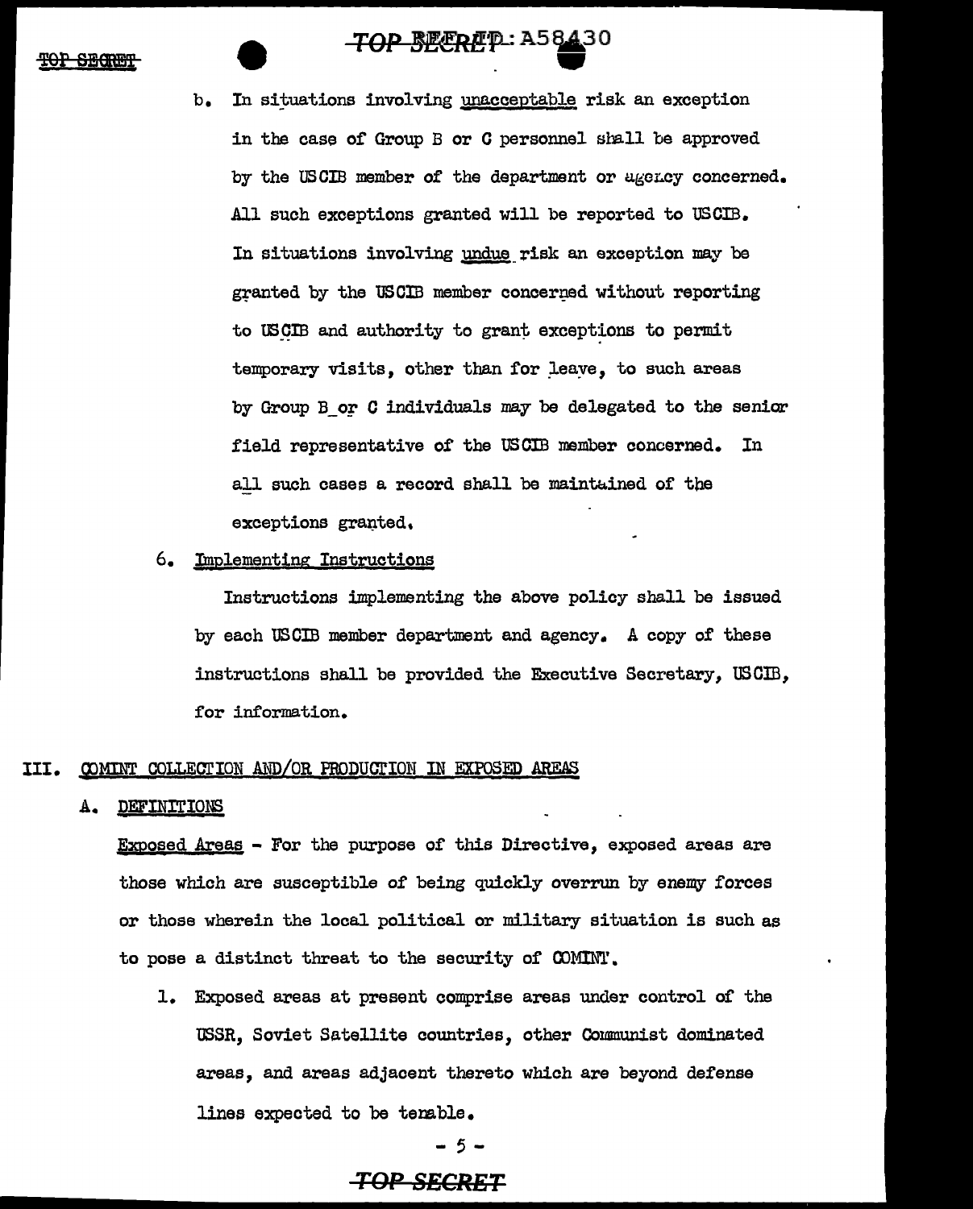b. In situations involving unacceptable risk an exception in the case of Group B or C personnel shall be approved by the USCIB member of the department or agency concerned. All such exceptions granted will be reported to USCIB. In situations involving undue risk an exception may be granted by the USCIB member concerned without reporting to USCIB and authority to grant exceptions to permit temporary visits, other than for leave, to such areas by Group B or C individuals may be delegated to the senior field representative of the USCIB member concerned. In all such cases a record shall be maintained of the exceptions granted.

6. Implementing Instructions

Instructions implementing the above policy shall be issued by each USCIB member department and agency. A copy of these instructions shall be provided the Executive Secretary, USCIB, for information.

## III. COMINT COLLECTION AND/OR PRODUCTION IN EXPOSED AREAS

### A. DEFINITIONS

Exposed Areas - For the purpose of this Directive, exposed areas are those which are susceptible of being quickly overrun by enemy forces or those wherein the local political or military situation is such as to pose a distinct threat to the security of COMINT.

1. Exposed areas at present comprise areas under control of the USSR, Soviet Satellite countries, other Communist dominated areas, and areas adjacent thereto which are beyond defense lines expected to be tenable.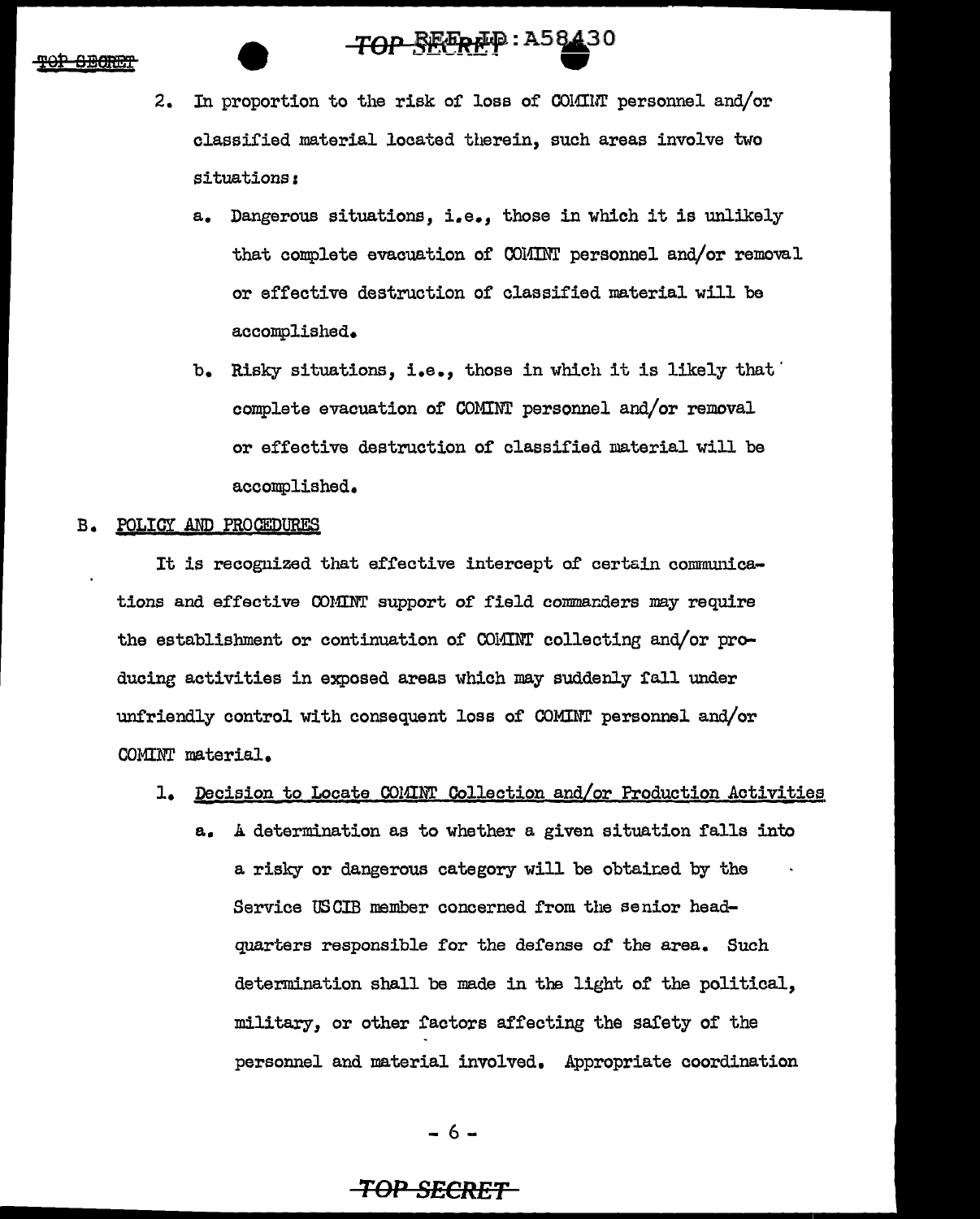2. In proportion to the risk of loss of COMINT personnel and/or classified material located therein, such areas involve two situations:

   a. Dangerous situations, i.e., those in which it is unlikely that complete evacuation of COMINT personnel and/or removal or effective destruction of classified material will be accomplished.

   b. Risky situations, i.e., those in which it is likely that complete evacuation of COMINT personnel and/or removal or effective destruction of classified material will be accomplished.

## B. POLICY AND PROCEDURES

It is recognized that effective intercept of certain communications and effective COMINT support of field commanders may require the establishment or continuation of COMINT collecting and/or producing activities in exposed areas which may suddenly fall under unfriendly control with consequent loss of COMINT personnel and/or COMINT material.

1. Decision to Locate COMINT Collection and/or Production Activities

   a. A determination as to whether a given situation falls into a risky or dangerous category will be obtained by the Service USCIB member concerned from the senior headquarters responsible for the defense of the area. Such determination shall be made in the light of the political, military, or other factors affecting the safety of the personnel and material involved. Appropriate coordination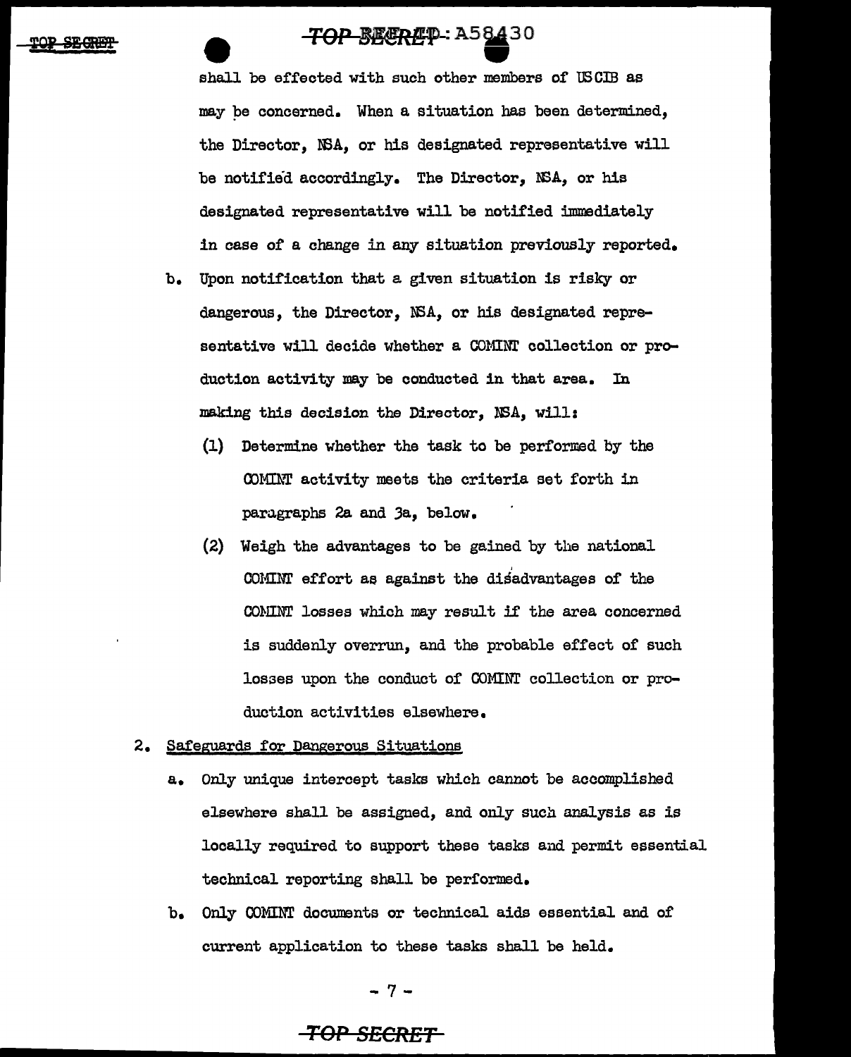shall be effected with such other members of USCIB as may be concerned. When a situation has been determined, the Director, NSA, or his designated representative will be notified accordingly. The Director, NSA, or his designated representative will be notified immediately in case of a change in any situation previously reported.

b. Upon notification that a given situation is risky or dangerous, the Director, NSA, or his designated representative will decide whether a COMINT collection or production activity may be conducted in that area. In making this decision the Director, NSA, will:

(1) Determine whether the task to be performed by the COMINT activity meets the criteria set forth in paragraphs 2a and 3a, below.

(2) Weigh the advantages to be gained by the national COMINT effort as against the disadvantages of the COMINT losses which may result if the area concerned is suddenly overrun, and the probable effect of such losses upon the conduct of COMINT collection or production activities elsewhere.

2. Safeguards for Dangerous Situations

a. Only unique intercept tasks which cannot be accomplished elsewhere shall be assigned, and only such analysis as is locally required to support these tasks and permit essential technical reporting shall be performed.

b. Only COMINT documents or technical aids essential and of current application to these tasks shall be held.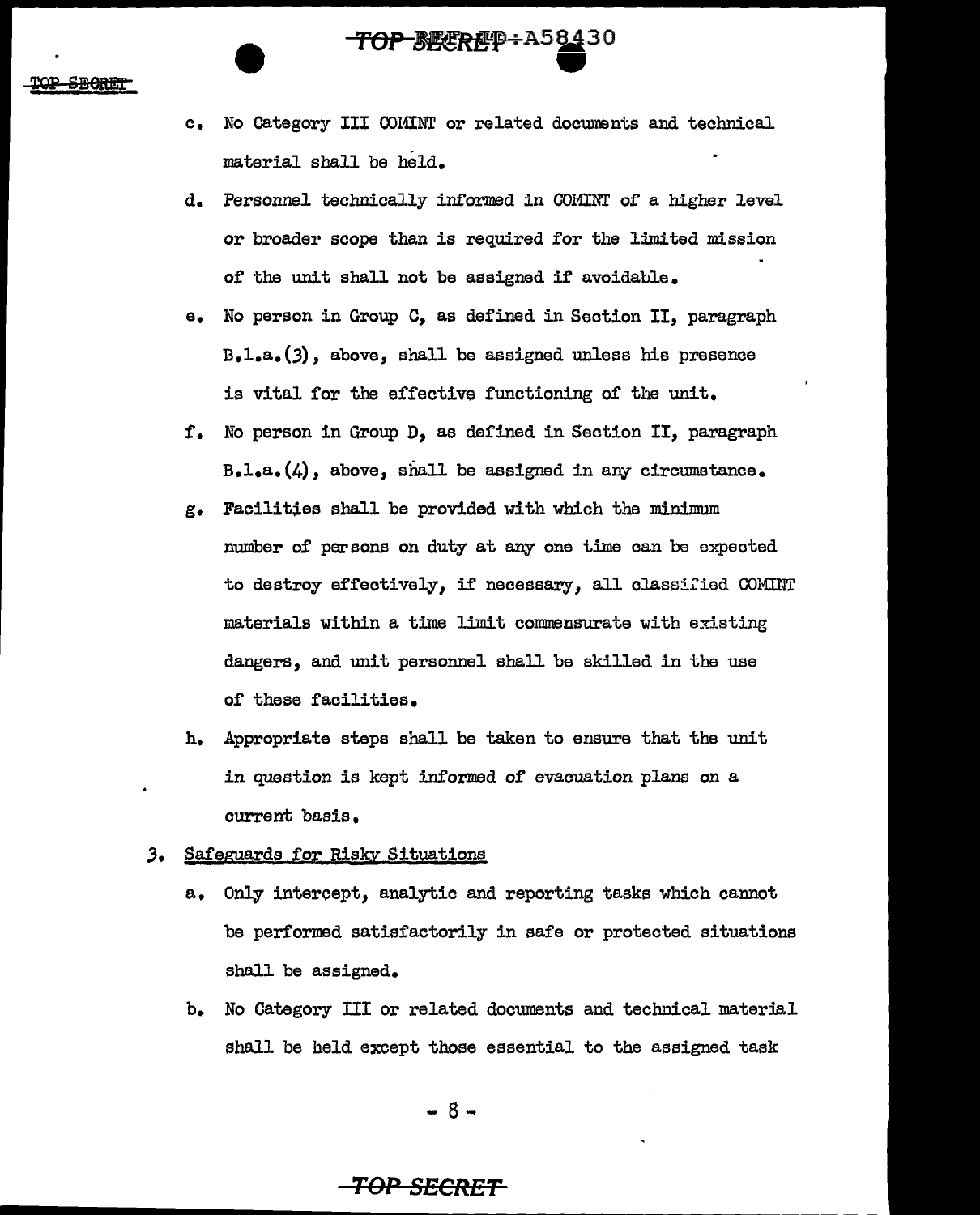c. No Category III COMINT or related documents and technical material shall be held.

d. Personnel technically informed in COMINT of a higher level or broader scope than is required for the limited mission of the unit shall not be assigned if avoidable.

e. No person in Group C, as defined in Section II, paragraph B.1.a.(3), above, shall be assigned unless his presence is vital for the effective functioning of the unit.

f. No person in Group D, as defined in Section II, paragraph B.1.a.(4), above, shall be assigned in any circumstance.

g. Facilities shall be provided with which the minimum number of persons on duty at any one time can be expected to destroy effectively, if necessary, all classified COMINT materials within a time limit commensurate with existing dangers, and unit personnel shall be skilled in the use of these facilities.

h. Appropriate steps shall be taken to ensure that the unit in question is kept informed of evacuation plans on a current basis.

3. <u>Safeguards for Risky Situations</u>

a. Only intercept, analytic and reporting tasks which cannot be performed satisfactorily in safe or protected situations shall be assigned.

b. No Category III or related documents and technical material shall be held except those essential to the assigned task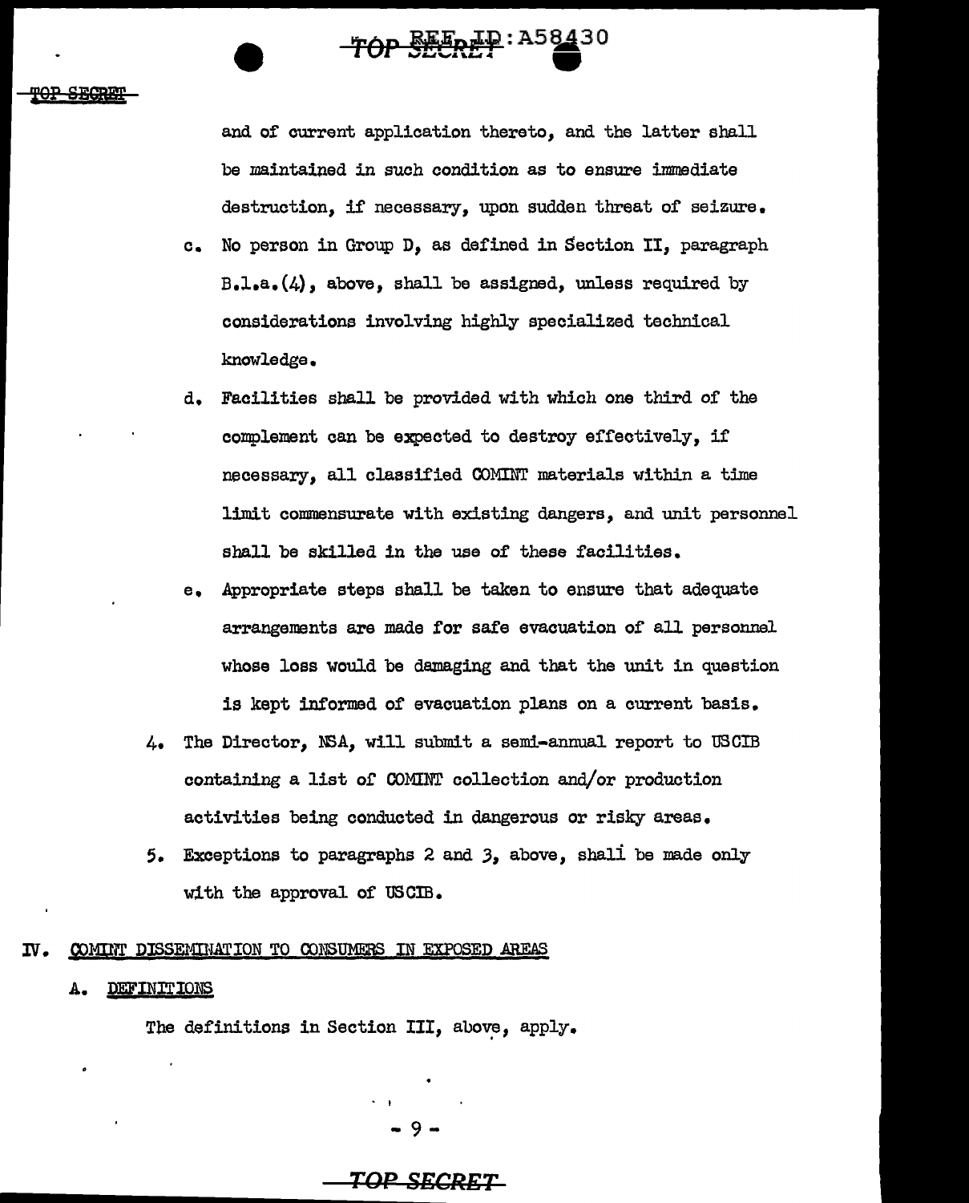and of current application thereto, and the latter shall be maintained in such condition as to ensure immediate destruction, if necessary, upon sudden threat of seizure.

c. No person in Group D, as defined in Section II, paragraph B.1.a.(4), above, shall be assigned, unless required by considerations involving highly specialized technical knowledge.

d. Facilities shall be provided with which one third of the complement can be expected to destroy effectively, if necessary, all classified COMINT materials within a time limit commensurate with existing dangers, and unit personnel shall be skilled in the use of these facilities.

e. Appropriate steps shall be taken to ensure that adequate arrangements are made for safe evacuation of all personnel whose loss would be damaging and that the unit in question is kept informed of evacuation plans on a current basis.

4. The Director, NSA, will submit a semi-annual report to USCIB containing a list of COMINT collection and/or production activities being conducted in dangerous or risky areas.

5. Exceptions to paragraphs 2 and 3, above, shall be made only with the approval of USCIB.

## IV. COMINT DISSEMINATION TO CONSUMERS IN EXPOSED AREAS

### A. DEFINITIONS

The definitions in Section III, above, apply.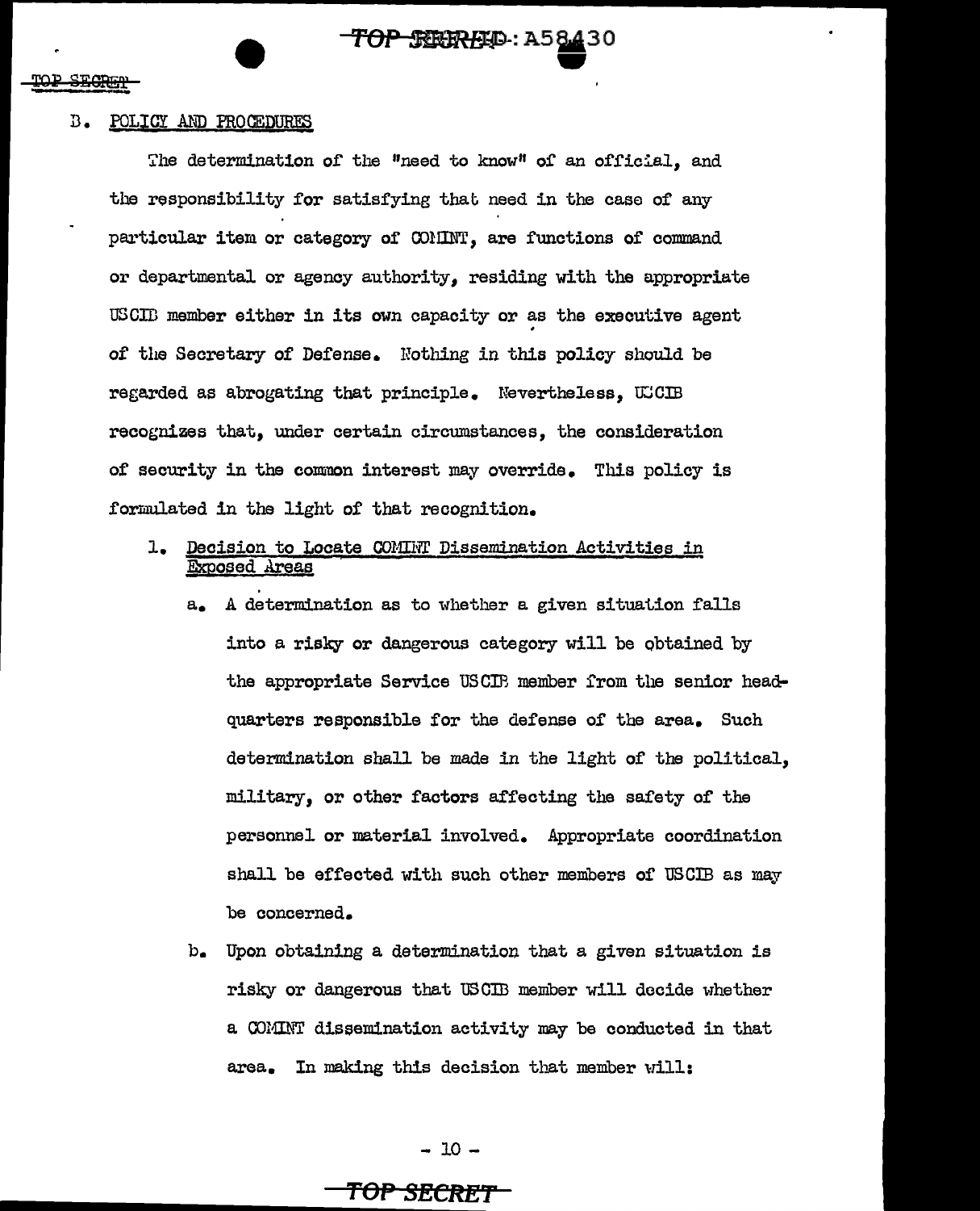## B. POLICY AND PROCEDURES

The determination of the "need to know" of an official, and the responsibility for satisfying that need in the case of any particular item or category of COMINT, are functions of command or departmental or agency authority, residing with the appropriate USCIB member either in its own capacity or as the executive agent of the Secretary of Defense. Nothing in this policy should be regarded as abrogating that principle. Nevertheless, USCIB recognizes that, under certain circumstances, the consideration of security in the common interest may override. This policy is formulated in the light of that recognition.

### 1. Decision to Locate COMINT Dissemination Activities in Exposed Areas

a. A determination as to whether a given situation falls into a risky or dangerous category will be obtained by the appropriate Service USCIB member from the senior headquarters responsible for the defense of the area. Such determination shall be made in the light of the political, military, or other factors affecting the safety of the personnel or material involved. Appropriate coordination shall be effected with such other members of USCIB as may be concerned.

b. Upon obtaining a determination that a given situation is risky or dangerous that USCIB member will decide whether a COMINT dissemination activity may be conducted in that area. In making this decision that member will: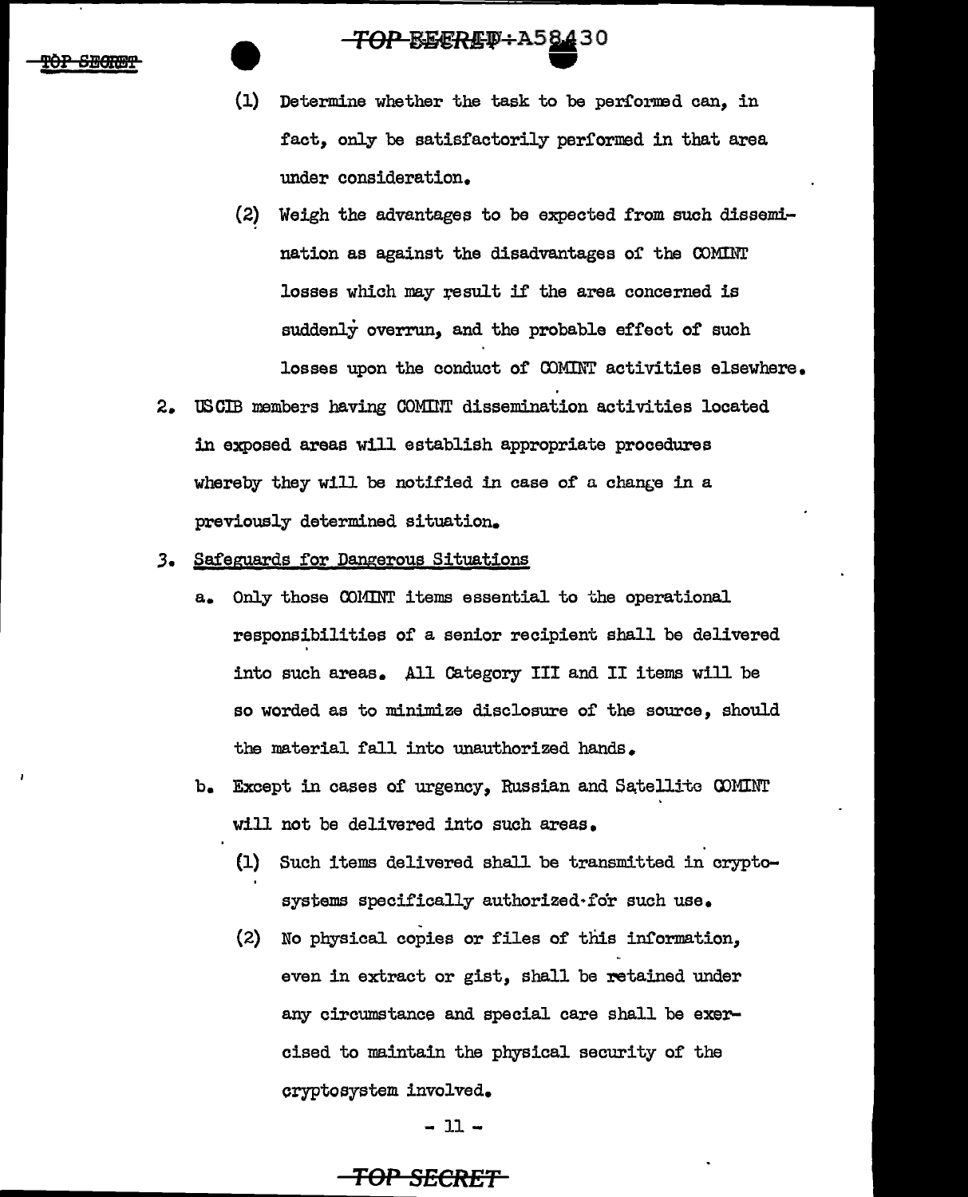(1) Determine whether the task to be performed can, in fact, only be satisfactorily performed in that area under consideration.

(2) Weigh the advantages to be expected from such dissemination as against the disadvantages of the COMINT losses which may result if the area concerned is suddenly overrun, and the probable effect of such losses upon the conduct of COMINT activities elsewhere.

2. USCIB members having COMINT dissemination activities located in exposed areas will establish appropriate procedures whereby they will be notified in case of a change in a previously determined situation.

3. Safeguards for Dangerous Situations

   a. Only those COMINT items essential to the operational responsibilities of a senior recipient shall be delivered into such areas. All Category III and II items will be so worded as to minimize disclosure of the source, should the material fall into unauthorized hands.

   b. Except in cases of urgency, Russian and Satellite COMINT will not be delivered into such areas.

      (1) Such items delivered shall be transmitted in cryptosystems specifically authorized for such use.

      (2) No physical copies or files of this information, even in extract or gist, shall be retained under any circumstance and special care shall be exercised to maintain the physical security of the cryptosystem involved.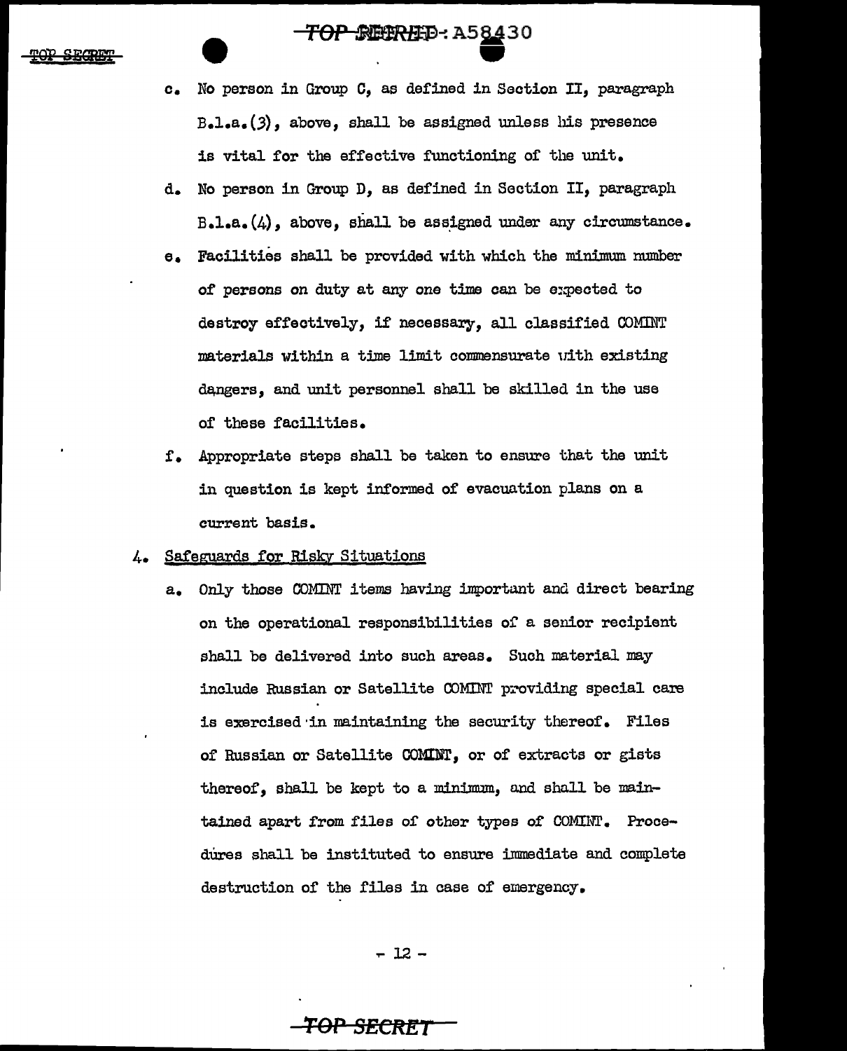c. No person in Group C, as defined in Section II, paragraph B.1.a.(3), above, shall be assigned unless his presence is vital for the effective functioning of the unit.

d. No person in Group D, as defined in Section II, paragraph B.1.a.(4), above, shall be assigned under any circumstance.

e. Facilities shall be provided with which the minimum number of persons on duty at any one time can be expected to destroy effectively, if necessary, all classified COMINT materials within a time limit commensurate with existing dangers, and unit personnel shall be skilled in the use of these facilities.

f. Appropriate steps shall be taken to ensure that the unit in question is kept informed of evacuation plans on a current basis.

4. Safeguards for Risky Situations

a. Only those COMINT items having important and direct bearing on the operational responsibilities of a senior recipient shall be delivered into such areas. Such material may include Russian or Satellite COMINT providing special care is exercised in maintaining the security thereof. Files of Russian or Satellite COMINT, or of extracts or gists thereof, shall be kept to a minimum, and shall be maintained apart from files of other types of COMINT. Procedures shall be instituted to ensure immediate and complete destruction of the files in case of emergency.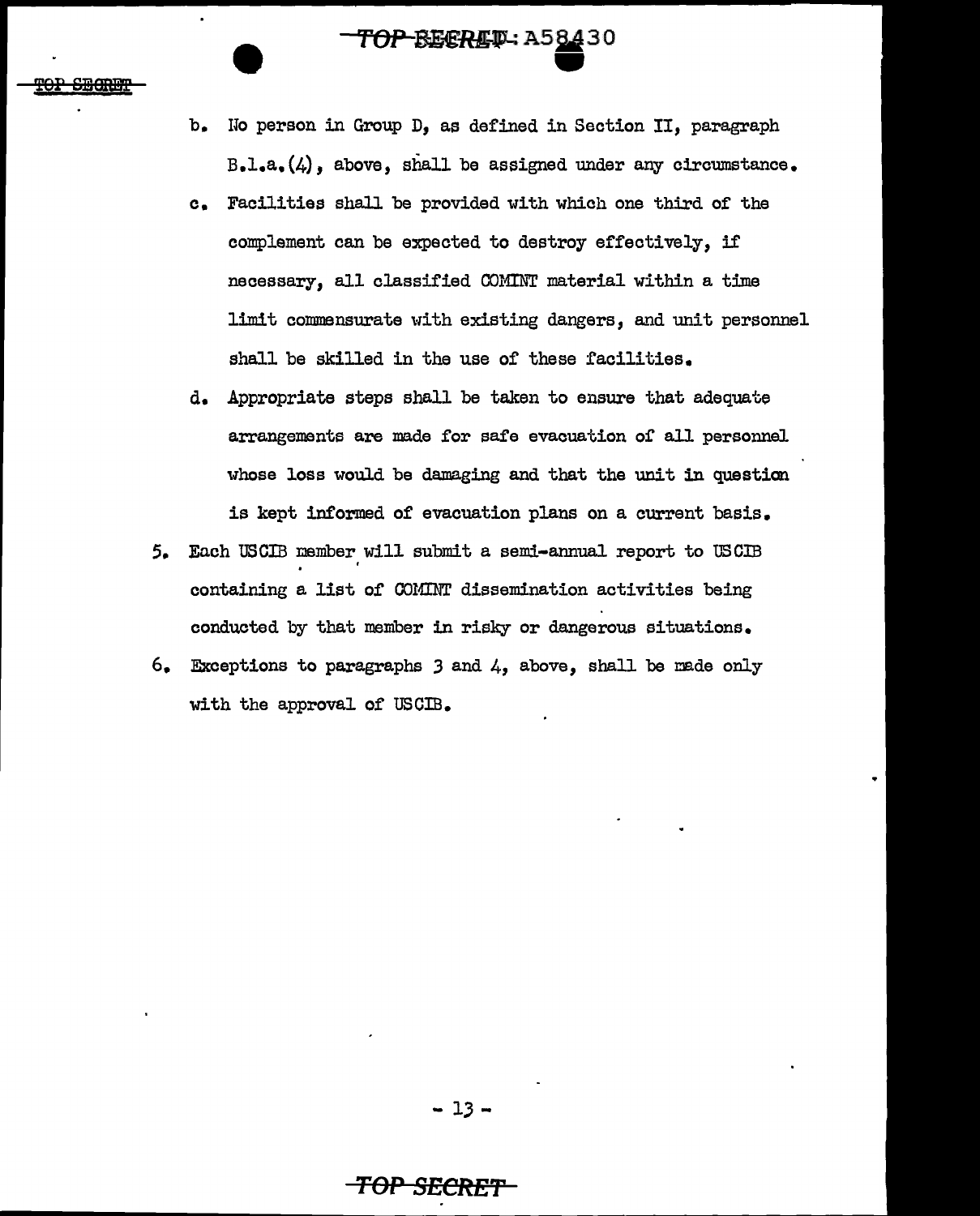b. No person in Group D, as defined in Section II, paragraph B.1.a.(4), above, shall be assigned under any circumstance.

c. Facilities shall be provided with which one third of the complement can be expected to destroy effectively, if necessary, all classified COMINT material within a time limit commensurate with existing dangers, and unit personnel shall be skilled in the use of these facilities.

d. Appropriate steps shall be taken to ensure that adequate arrangements are made for safe evacuation of all personnel whose loss would be damaging and that the unit in question is kept informed of evacuation plans on a current basis.

5. Each USCIB member will submit a semi-annual report to USCIB containing a list of COMINT dissemination activities being conducted by that member in risky or dangerous situations.

6. Exceptions to paragraphs 3 and 4, above, shall be made only with the approval of USCIB.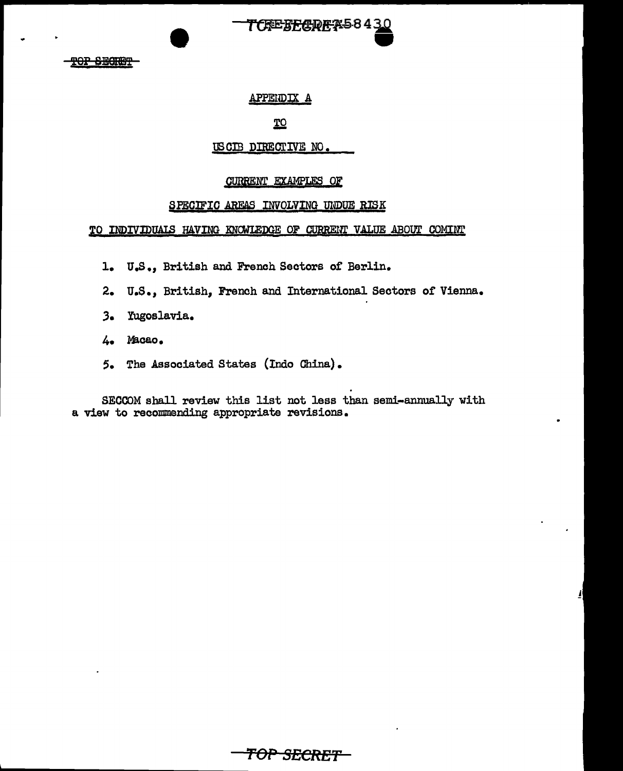TOP SECRET

APPENDIX A

TO

USCIB DIRECTIVE NO. \_\_\_

CURRENT EXAMPLES OF

SPECIFIC AREAS INVOLVING UNDUE RISK

TO INDIVIDUALS HAVING KNOWLEDGE OF CURRENT VALUE ABOUT COMINT

1. U.S., British and French Sectors of Berlin.
2. U.S., British, French and International Sectors of Vienna.
3. Yugoslavia.
4. Macao.
5. The Associated States (Indo China).

SECCOM shall review this list not less than semi-annually with a view to recommending appropriate revisions.

TOP SECRET